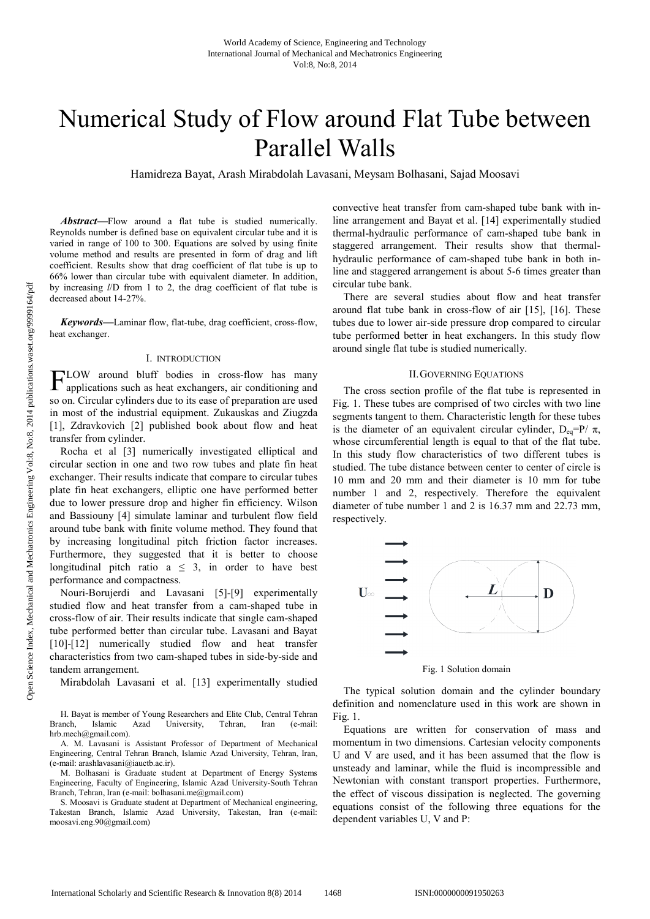# Numerical Study of Flow around Flat Tube between Parallel Walls

Hamidreza Bayat, Arash Mirabdolah Lavasani, Meysam Bolhasani, Sajad Moosavi

***Abstract*****—**Flow around a flat tube is studied numerically. Reynolds number is defined base on equivalent circular tube and it is varied in range of 100 to 300. Equations are solved by using finite volume method and results are presented in form of drag and lift coefficient. Results show that drag coefficient of flat tube is up to 66% lower than circular tube with equivalent diameter. In addition, by increasing $l/D$ from 1 to 2, the drag coefficient of flat tube is decreased about 14-27%.

***Keywords*****—**Laminar flow, flat-tube, drag coefficient, cross-flow, heat exchanger.

## I. Introduction

FLOW around bluff bodies in cross-flow has many applications such as heat exchangers, air conditioning and so on. Circular cylinders due to its ease of preparation are used in most of the industrial equipment. Zukauskas and Ziugzda [1], Zdravkovich [2] published book about flow and heat transfer from cylinder.

Rocha et al [3] numerically investigated elliptical and circular section in one and two row tubes and plate fin heat exchanger. Their results indicate that compare to circular tubes plate fin heat exchangers, elliptic one have performed better due to lower pressure drop and higher fin efficiency. Wilson and Bassiouny [4] simulate laminar and turbulent flow field around tube bank with finite volume method. They found that by increasing longitudinal pitch friction factor increases. Furthermore, they suggested that it is better to choose longitudinal pitch ratio $a \leq 3$, in order to have best performance and compactness.

Nouri-Borujerdi and Lavasani [5]-[9] experimentally studied flow and heat transfer from a cam-shaped tube in cross-flow of air. Their results indicate that single cam-shaped tube performed better than circular tube. Lavasani and Bayat [10]-[12] numerically studied flow and heat transfer characteristics from two cam-shaped tubes in side-by-side and tandem arrangement.

Mirabdolah Lavasani et al. [13] experimentally studied convective heat transfer from cam-shaped tube bank with in-line arrangement and Bayat et al. [14] experimentally studied thermal-hydraulic performance of cam-shaped tube bank in staggered arrangement. Their results show that thermal-hydraulic performance of cam-shaped tube bank in both in-line and staggered arrangement is about 5-6 times greater than circular tube bank.

There are several studies about flow and heat transfer around flat tube bank in cross-flow of air [15], [16]. These tubes due to lower air-side pressure drop compared to circular tube performed better in heat exchangers. In this study flow around single flat tube is studied numerically.

H. Bayat is member of Young Researchers and Elite Club, Central Tehran Branch, Islamic Azad University, Tehran, Iran (e-mail: hrb.mech@gmail.com).

A. M. Lavasani is Assistant Professor of Department of Mechanical Engineering, Central Tehran Branch, Islamic Azad University, Tehran, Iran, (e-mail: arashlavasani@iauctb.ac.ir).

M. Bolhasani is Graduate student at Department of Energy Systems Engineering, Faculty of Engineering, Islamic Azad University-South Tehran Branch, Tehran, Iran (e-mail: bolhasani.me@gmail.com)

S. Moosavi is Graduate student at Department of Mechanical engineering, Takestan Branch, Islamic Azad University, Takestan, Iran (e-mail: moosavi.eng.90@gmail.com)

## II. Governing Equations

The cross section profile of the flat tube is represented in Fig. 1. These tubes are comprised of two circles with two line segments tangent to them. Characteristic length for these tubes is the diameter of an equivalent circular cylinder, $D_{eq}=P/\pi$, whose circumferential length is equal to that of the flat tube. In this study flow characteristics of two different tubes is studied. The tube distance between center to center of circle is 10 mm and 20 mm and their diameter is 10 mm for tube number 1 and 2, respectively. Therefore the equivalent diameter of tube number 1 and 2 is 16.37 mm and 22.73 mm, respectively.

Fig. 1 Solution domain

The typical solution domain and the cylinder boundary definition and nomenclature used in this work are shown in Fig. 1.

Equations are written for conservation of mass and momentum in two dimensions. Cartesian velocity components U and V are used, and it has been assumed that the flow is unsteady and laminar, while the fluid is incompressible and Newtonian with constant transport properties. Furthermore, the effect of viscous dissipation is neglected. The governing equations consist of the following three equations for the dependent variables U, V and P: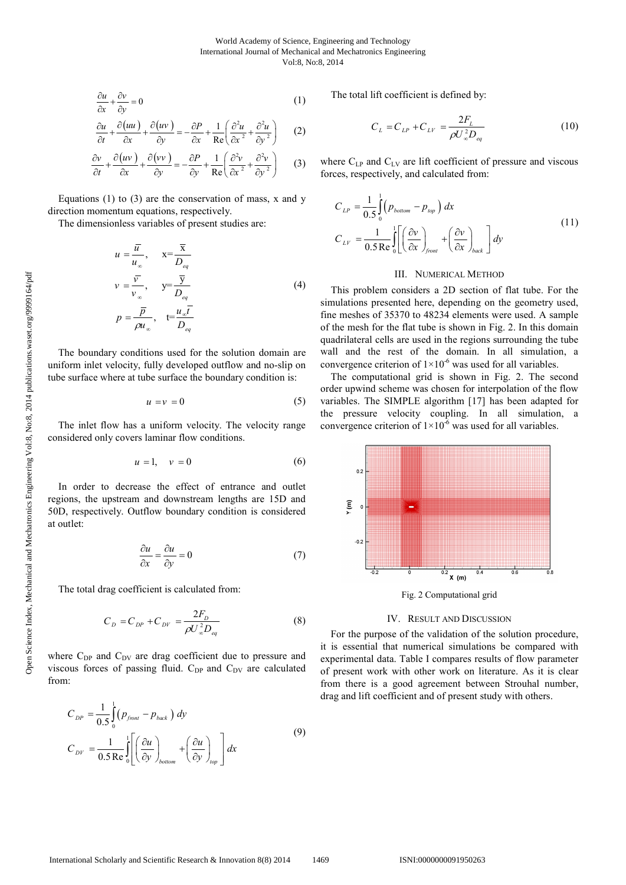$$\frac{\partial u}{\partial x}+\frac{\partial v}{\partial y}=0 \tag{1}$$

$$\frac{\partial u}{\partial t}+\frac{\partial (uu)}{\partial x}+\frac{\partial (uv)}{\partial y}=-\frac{\partial P}{\partial x}+\frac{1}{\text{Re}}\left(\frac{\partial^2 u}{\partial x^2}+\frac{\partial^2 u}{\partial y^2}\right) \tag{2}$$

$$\frac{\partial v}{\partial t}+\frac{\partial (uv)}{\partial x}+\frac{\partial (vv)}{\partial y}=-\frac{\partial P}{\partial y}+\frac{1}{\text{Re}}\left(\frac{\partial^2 v}{\partial x^2}+\frac{\partial^2 v}{\partial y^2}\right) \tag{3}$$

Equations (1) to (3) are the conservation of mass, x and y direction momentum equations, respectively.

The dimensionless variables of present studies are:

$$u=\frac{\bar{u}}{u_\infty},\quad x=\frac{\bar{x}}{D_{eq}}$$
$$v=\frac{\bar{v}}{v_\infty},\quad y=\frac{\bar{y}}{D_{eq}} \tag{4}$$
$$p=\frac{\bar{p}}{\rho u_\infty},\quad t=\frac{u_\infty \bar{t}}{D_{eq}}$$

The boundary conditions used for the solution domain are uniform inlet velocity, fully developed outflow and no-slip on tube surface where at tube surface the boundary condition is:

$$u=v=0 \tag{5}$$

The inlet flow has a uniform velocity. The velocity range considered only covers laminar flow conditions.

$$u=1,\quad v=0 \tag{6}$$

In order to decrease the effect of entrance and outlet regions, the upstream and downstream lengths are 15D and 50D, respectively. Outflow boundary condition is considered at outlet:

$$\frac{\partial u}{\partial x}=\frac{\partial u}{\partial y}=0 \tag{7}$$

The total drag coefficient is calculated from:

$$C_D=C_{DP}+C_{DV}=\frac{2F_D}{\rho U_\infty^2 D_{eq}} \tag{8}$$

where $C_{DP}$ and $C_{DV}$ are drag coefficient due to pressure and viscous forces of passing fluid. $C_{DP}$ and $C_{DV}$ are calculated from:

$$C_{DP}=\frac{1}{0.5}\int_0^1 \left(p_{front}-p_{back}\right)dy$$
$$C_{DV}=\frac{1}{0.5\,\text{Re}}\int_0^1\left[\left(\frac{\partial u}{\partial y}\right)_{bottom}+\left(\frac{\partial u}{\partial y}\right)_{top}\right]dx \tag{9}$$

The total lift coefficient is defined by:

$$C_L=C_{LP}+C_{LV}=\frac{2F_L}{\rho U_\infty^2 D_{eq}} \tag{10}$$

where $C_{LP}$ and $C_{LV}$ are lift coefficient of pressure and viscous forces, respectively, and calculated from:

$$C_{LP}=\frac{1}{0.5}\int_0^1\left(p_{bottom}-p_{top}\right)dx$$
$$C_{LV}=\frac{1}{0.5\,\text{Re}}\int_0^1\left[\left(\frac{\partial v}{\partial x}\right)_{front}+\left(\frac{\partial v}{\partial x}\right)_{back}\right]dy \tag{11}$$

## III. Numerical Method

This problem considers a 2D section of flat tube. For the simulations presented here, depending on the geometry used, fine meshes of 35370 to 48234 elements were used. A sample of the mesh for the flat tube is shown in Fig. 2. In this domain quadrilateral cells are used in the regions surrounding the tube wall and the rest of the domain. In all simulation, a convergence criterion of $1\times10^{-6}$ was used for all variables.

The computational grid is shown in Fig. 2. The second order upwind scheme was chosen for interpolation of the flow variables. The SIMPLE algorithm [17] has been adapted for the pressure velocity coupling. In all simulation, a convergence criterion of $1\times10^{-6}$ was used for all variables.

Fig. 2 Computational grid

## IV. Result and Discussion

For the purpose of the validation of the solution procedure, it is essential that numerical simulations be compared with experimental data. Table I compares results of flow parameter of present work with other work on literature. As it is clear from there is a good agreement between Strouhal number, drag and lift coefficient and of present study with others.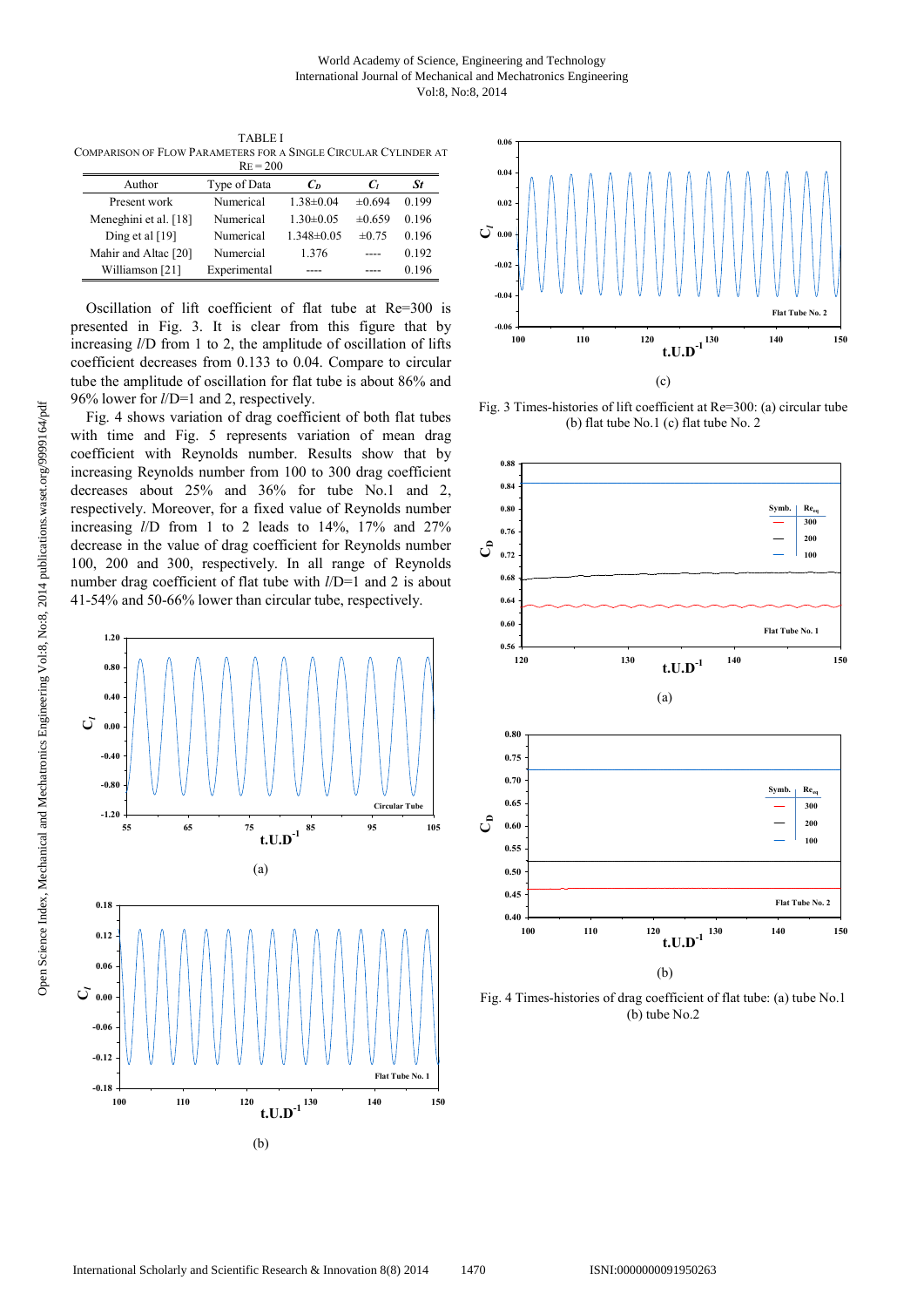TABLE I
COMPARISON OF FLOW PARAMETERS FOR A SINGLE CIRCULAR CYLINDER AT RE = 200

| Author | Type of Data | $C_D$ | $C_l$ | *St* |
|---|---|---|---|---|
| Present work | Numerical | 1.38±0.04 | ±0.694 | 0.199 |
| Meneghini et al. [18] | Numerical | 1.30±0.05 | ±0.659 | 0.196 |
| Ding et al [19] | Numerical | 1.348±0.05 | ±0.75 | 0.196 |
| Mahir and Altac [20] | Numercial | 1.376 | ---- | 0.192 |
| Williamson [21] | Experimental | ---- | ---- | 0.196 |

Oscillation of lift coefficient of flat tube at Re=300 is presented in Fig. 3. It is clear from this figure that by increasing *l*/D from 1 to 2, the amplitude of oscillation of lifts coefficient decreases from 0.133 to 0.04. Compare to circular tube the amplitude of oscillation for flat tube is about 86% and 96% lower for *l*/D=1 and 2, respectively.

Fig. 4 shows variation of drag coefficient of both flat tubes with time and Fig. 5 represents variation of mean drag coefficient with Reynolds number. Results show that by increasing Reynolds number from 100 to 300 drag coefficient decreases about 25% and 36% for tube No.1 and 2, respectively. Moreover, for a fixed value of Reynolds number increasing *l*/D from 1 to 2 leads to 14%, 17% and 27% decrease in the value of drag coefficient for Reynolds number 100, 200 and 300, respectively. In all range of Reynolds number drag coefficient of flat tube with *l*/D=1 and 2 is about 41-54% and 50-66% lower than circular tube, respectively.

(a)

(b)

(c)

Fig. 3 Times-histories of lift coefficient at Re=300: (a) circular tube (b) flat tube No.1 (c) flat tube No. 2

(a)

(b)

Fig. 4 Times-histories of drag coefficient of flat tube: (a) tube No.1 (b) tube No.2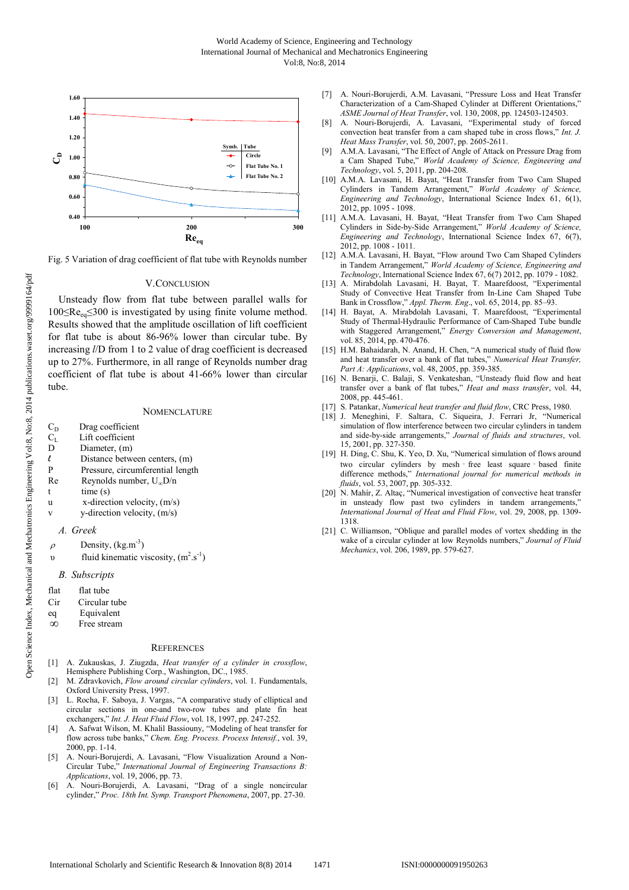1.60

1.40

1.20

$C_D$ 1.00

0.80

0.60

0.40

100 200 300

$Re_{eq}$

Symb. | Tube

Circle

Flat Tube No. 1

Flat Tube No. 2

Fig. 5 Variation of drag coefficient of flat tube with Reynolds number

## V. Conclusion

Unsteady flow from flat tube between parallel walls for $100 \leq Re_{eq} \leq 300$ is investigated by using finite volume method. Results showed that the amplitude oscillation of lift coefficient for flat tube is about 86-96% lower than circular tube. By increasing $l/D$ from 1 to 2 value of drag coefficient is decreased up to 27%. Furthermore, in all range of Reynolds number drag coefficient of flat tube is about 41-66% lower than circular tube.

## Nomenclature

| | |
|---|---|
| $C_D$ | Drag coefficient |
| $C_L$ | Lift coefficient |
| D | Diameter, (m) |
| $\ell$ | Distance between centers, (m) |
| P | Pressure, circumferential length |
| Re | Reynolds number, $U_\infty D/n$ |
| t | time (s) |
| u | x-direction velocity, (m/s) |
| v | y-direction velocity, (m/s) |

### A. Greek

| | |
|---|---|
| $\rho$ | Density, ($kg.m^{-3}$) |
| $\upsilon$ | fluid kinematic viscosity, ($m^2.s^{-1}$) |

### B. Subscripts

| | |
|---|---|
| flat | flat tube |
| Cir | Circular tube |
| eq | Equivalent |
| $\infty$ | Free stream |

## References

[1] A. Zukauskas, J. Ziugzda, *Heat transfer of a cylinder in crossflow*, Hemisphere Publishing Corp., Washington, DC., 1985.

[2] M. Zdravkovich, *Flow around circular cylinders*, vol. 1. Fundamentals, Oxford University Press, 1997.

[3] L. Rocha, F. Saboya, J. Vargas, "A comparative study of elliptical and circular sections in one-and two-row tubes and plate fin heat exchangers," *Int. J. Heat Fluid Flow*, vol. 18, 1997, pp. 247-252.

[4] A. Safwat Wilson, M. Khalil Bassiouny, "Modeling of heat transfer for flow across tube banks," *Chem. Eng. Process. Process Intensif.*, vol. 39, 2000, pp. 1-14.

[5] A. Nouri-Borujerdi, A. Lavasani, "Flow Visualization Around a Non-Circular Tube," *International Journal of Engineering Transactions B: Applications*, vol. 19, 2006, pp. 73.

[6] A. Nouri-Borujerdi, A. Lavasani, "Drag of a single noncircular cylinder," *Proc. 18th Int. Symp. Transport Phenomena*, 2007, pp. 27-30.

[7] A. Nouri-Borujerdi, A.M. Lavasani, "Pressure Loss and Heat Transfer Characterization of a Cam-Shaped Cylinder at Different Orientations," *ASME Journal of Heat Transfer*, vol. 130, 2008, pp. 124503-124503.

[8] A. Nouri-Borujerdi, A. Lavasani, "Experimental study of forced convection heat transfer from a cam shaped tube in cross flows," *Int. J. Heat Mass Transfer*, vol. 50, 2007, pp. 2605-2611.

[9] A.M.A. Lavasani, "The Effect of Angle of Attack on Pressure Drag from a Cam Shaped Tube," *World Academy of Science, Engineering and Technology*, vol. 5, 2011, pp. 204-208.

[10] A.M.A. Lavasani, H. Bayat, "Heat Transfer from Two Cam Shaped Cylinders in Tandem Arrangement," *World Academy of Science, Engineering and Technology*, International Science Index 61, 6(1), 2012, pp. 1095 - 1098.

[11] A.M.A. Lavasani, H. Bayat, "Heat Transfer from Two Cam Shaped Cylinders in Side-by-Side Arrangement," *World Academy of Science, Engineering and Technology*, International Science Index 67, 6(7), 2012, pp. 1008 - 1011.

[12] A.M.A. Lavasani, H. Bayat, "Flow around Two Cam Shaped Cylinders in Tandem Arrangement," *World Academy of Science, Engineering and Technology*, International Science Index 67, 6(7) 2012, pp. 1079 - 1082.

[13] A. Mirabdolah Lavasani, H. Bayat, T. Maarefdoost, "Experimental Study of Convective Heat Transfer from In-Line Cam Shaped Tube Bank in Crossflow," *Appl. Therm. Eng*., vol. 65, 2014, pp. 85–93.

[14] H. Bayat, A. Mirabdolah Lavasani, T. Maarefdoost, "Experimental Study of Thermal-Hydraulic Performance of Cam-Shaped Tube bundle with Staggered Arrangement," *Energy Conversion and Management*, vol. 85, 2014, pp. 470-476.

[15] H.M. Bahaidarah, N. Anand, H. Chen, "A numerical study of fluid flow and heat transfer over a bank of flat tubes," *Numerical Heat Transfer, Part A: Applications*, vol. 48, 2005, pp. 359-385.

[16] N. Benarji, C. Balaji, S. Venkateshan, "Unsteady fluid flow and heat transfer over a bank of flat tubes," *Heat and mass transfer*, vol. 44, 2008, pp. 445-461.

[17] S. Patankar, *Numerical heat transfer and fluid flow*, CRC Press, 1980.

[18] J. Meneghini, F. Saltara, C. Siqueira, J. Ferrari Jr, "Numerical simulation of flow interference between two circular cylinders in tandem and side-by-side arrangements," *Journal of fluids and structures*, vol. 15, 2001, pp. 327-350.

[19] H. Ding, C. Shu, K. Yeo, D. Xu, "Numerical simulation of flows around two circular cylinders by mesh‐free least square‐based finite difference methods," *International journal for numerical methods in fluids*, vol. 53, 2007, pp. 305-332.

[20] N. Mahír, Z. Altaç, "Numerical investigation of convective heat transfer in unsteady flow past two cylinders in tandem arrangements," *International Journal of Heat and Fluid Flow*, vol. 29, 2008, pp. 1309-1318.

[21] C. Williamson, "Oblique and parallel modes of vortex shedding in the wake of a circular cylinder at low Reynolds numbers," *Journal of Fluid Mechanics*, vol. 206, 1989, pp. 579-627.